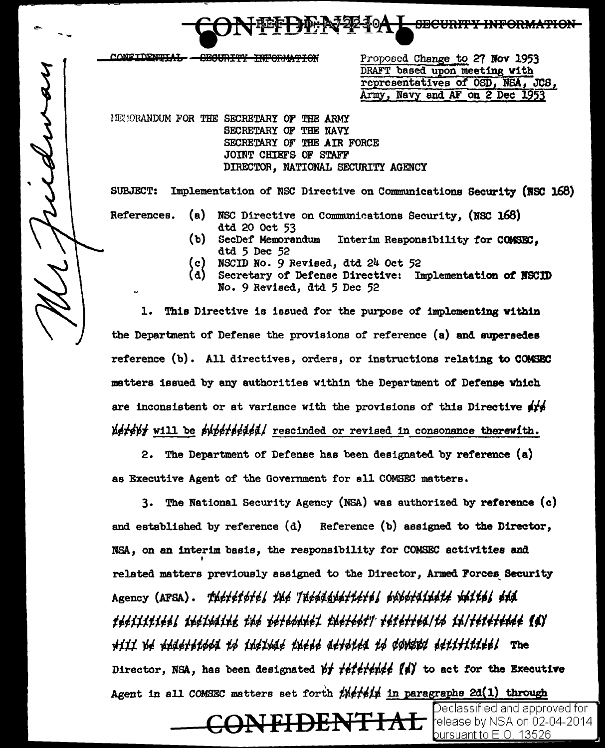CONFIDENTIAL SECURITY INFORMATION

CONFIDENTIAL - SECURITY INFORMATION

Proposed Change to 27 Nov 1953 DRAFT based upon meeting with representatives of OSD, NSA, JCS, Army, Navy and AF on 2 Dec 1953

MEMORANDUM FOR THE SECRETARY OF THE ARMY
SECRETARY OF THE NAVY
SECRETARY OF THE AIR FORCE
JOINT CHIEFS OF STAFF
DIRECTOR, NATIONAL SECURITY AGENCY

SUBJECT: Implementation of NSC Directive on Communications Security (NSC 168)

References.
(a) NSC Directive on Communications Security, (NSC 168) dtd 20 Oct 53
(b) SecDef Memorandum Interim Responsibility for COMSEC, dtd 5 Dec 52
(c) NSCID No. 9 Revised, dtd 24 Oct 52
(d) Secretary of Defense Directive: Implementation of NSCID No. 9 Revised, dtd 5 Dec 52

1. This Directive is issued for the purpose of implementing within the Department of Defense the provisions of reference (a) and supersedes reference (b). All directives, orders, or instructions relating to COMSEC matters issued by any authorities within the Department of Defense which are inconsistent or at variance with the provisions of this Directive ~~are hereby~~ will be ~~superseded~~ rescinded or revised in consonance therewith.

2. The Department of Defense has been designated by reference (a) as Executive Agent of the Government for all COMSEC matters.

3. The National Security Agency (NSA) was authorized by reference (c) and established by reference (d) Reference (b) assigned to the Director, NSA, on an interim basis, the responsibility for COMSEC activities and related matters previously assigned to the Director, Armed Forces Security Agency (AFSA). ~~Therefore, the "Headquarters, subordinate units, and facilities, including the personnel thereof" referred to in reference (d) will be understood to include those devoted to COMSEC activities.~~ The Director, NSA, has been designated ~~by reference (a)~~ to act for the Executive Agent in all COMSEC matters set forth ~~therein~~ in paragraphs 2d(1) through

CONFIDENTIAL

Declassified and approved for release by NSA on 02-04-2014 pursuant to E.O. 13526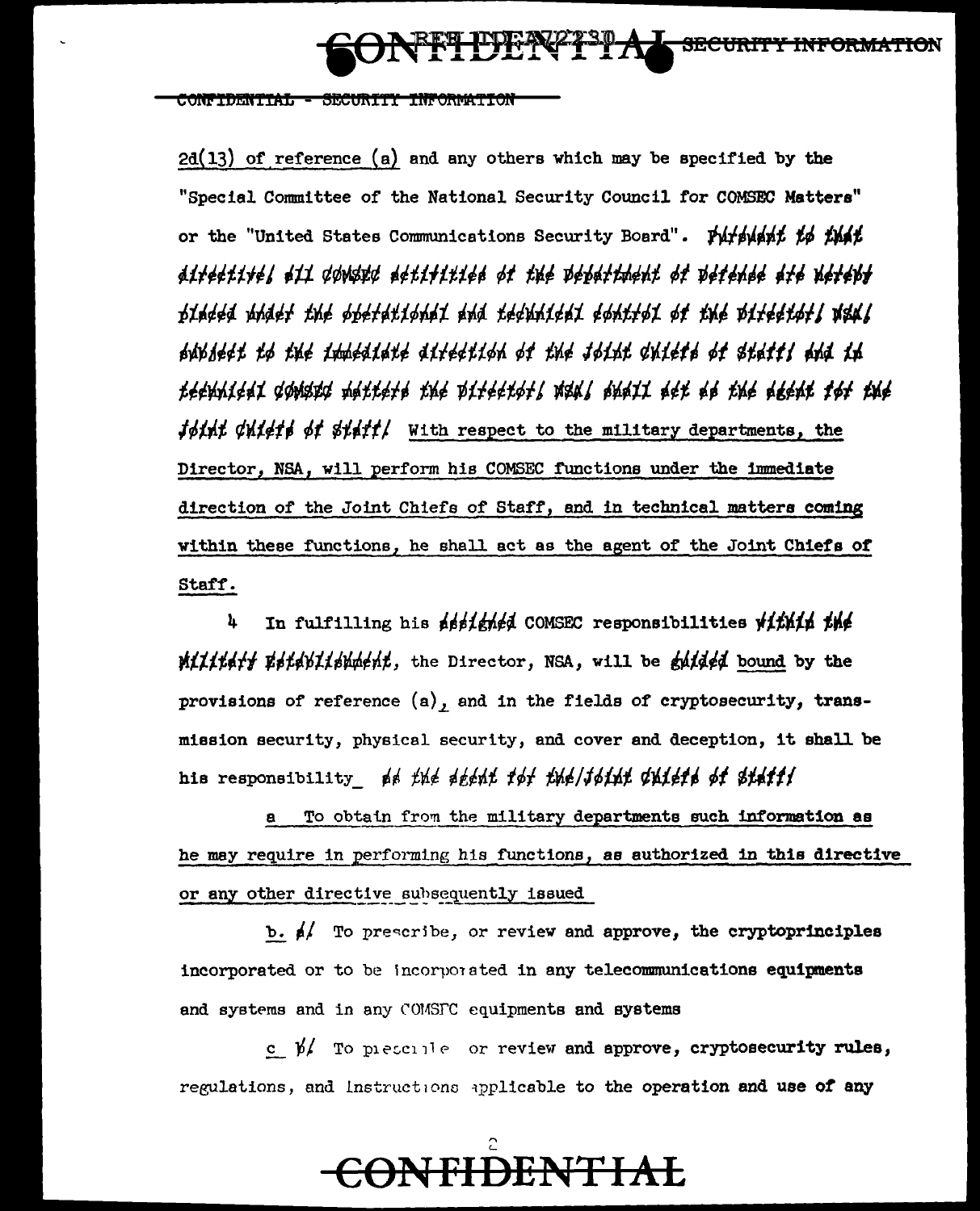CONFIDENTIAL - SECURITY INFORMATION

2d(13) of reference (a) and any others which may be specified by the "Special Committee of the National Security Council for COMSEC Matters" or the "United States Communications Security Board". ~~Pursuant to that directive, all COMSEC activities of the Department of Defense are hereby placed under the operational and technical control of the Director, NSA, subject to the immediate direction of the Joint Chiefs of Staff, and in technical COMSEC matters the Director, NSA, shall act as the agent for the Joint Chiefs of Staff.~~ With respect to the military departments, the Director, NSA, will perform his COMSEC functions under the immediate direction of the Joint Chiefs of Staff, and in technical matters coming within these functions, he shall act as the agent of the Joint Chiefs of Staff.

4 In fulfilling his ~~assigned~~ COMSEC responsibilities ~~within the Military Establishment~~, the Director, NSA, will be ~~guided~~ bound by the provisions of reference (a), and in the fields of cryptosecurity, transmission security, physical security, and cover and deception, it shall be his responsibility ~~as the agent for the Joint Chiefs of Staff~~

a To obtain from the military departments such information as he may require in performing his functions, as authorized in this directive or any other directive subsequently issued

b. ~~a.~~ To prescribe, or review and approve, the cryptoprinciples incorporated or to be incorporated in any telecommunications equipments and systems and in any COMSEC equipments and systems

c ~~b.~~ To prescribe or review and approve, cryptosecurity rules, regulations, and instructions applicable to the operation and use of any

CONFIDENTIAL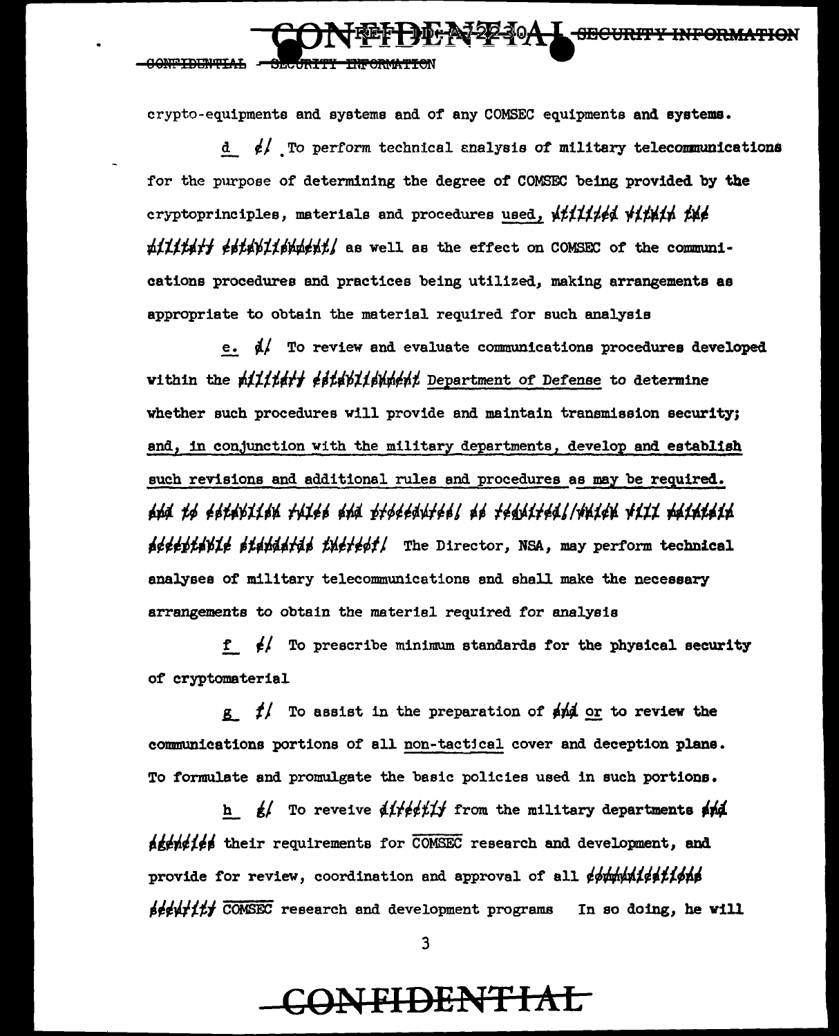crypto-equipments and systems and of any COMSEC equipments and systems.

d ~~c.~~ To perform technical analysis of military telecommunications for the purpose of determining the degree of COMSEC being provided by the cryptoprinciples, materials and procedures used, ~~utilized within the military establishment~~ as well as the effect on COMSEC of the communications procedures and practices being utilized, making arrangements as appropriate to obtain the material required for such analysis

e. ~~d.~~ To review and evaluate communications procedures developed within the ~~military establishment~~ Department of Defense to determine whether such procedures will provide and maintain transmission security; and, in conjunction with the military departments, develop and establish such revisions and additional rules and procedures as may be required. ~~and to establish rules and procedures as required, which will maintain acceptable standards thereof.~~ The Director, NSA, may perform technical analyses of military telecommunications and shall make the necessary arrangements to obtain the material required for analysis

f ~~e.~~ To prescribe minimum standards for the physical security of cryptomaterial

g ~~f.~~ To assist in the preparation of ~~and~~ or to review the communications portions of all non-tactical cover and deception plans. To formulate and promulgate the basic policies used in such portions.

h ~~g.~~ To reveive ~~directly~~ from the military departments ~~and agencies~~ their requirements for COMSEC research and development, and provide for review, coordination and approval of all ~~communications security~~ COMSEC research and development programs In so doing, he will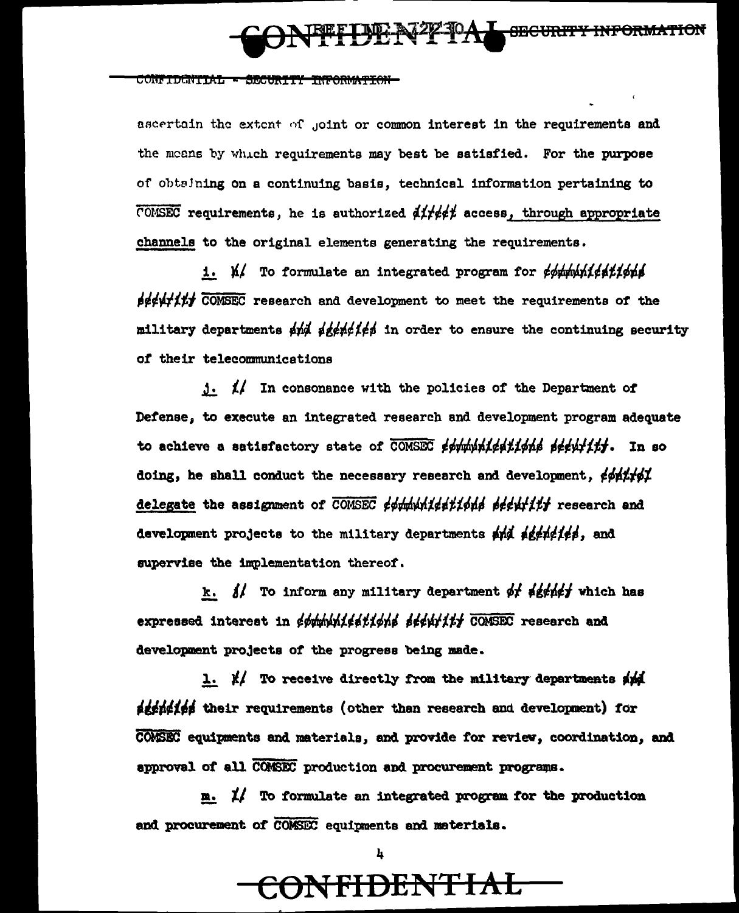ascertain the extent of joint or common interest in the requirements and the means by which requirements may best be satisfied. For the purpose of obtaining on a continuing basis, technical information pertaining to COMSEC requirements, he is authorized ~~direct~~ access, through appropriate channels to the original elements generating the requirements.

i. ~~h/~~ To formulate an integrated program for ~~communications security~~ COMSEC research and development to meet the requirements of the military departments ~~and agencies~~ in order to ensure the continuing security of their telecommunications

j. ~~i/~~ In consonance with the policies of the Department of Defense, to execute an integrated research and development program adequate to achieve a satisfactory state of COMSEC ~~communications security~~. In so doing, he shall conduct the necessary research and development, ~~control~~ delegate the assignment of COMSEC ~~communications security~~ research and development projects to the military departments ~~and agencies~~, and supervise the implementation thereof.

k. ~~j/~~ To inform any military department ~~or agency~~ which has expressed interest in ~~communications security~~ COMSEC research and development projects of the progress being made.

l. ~~k/~~ To receive directly from the military departments ~~and agencies~~ their requirements (other than research and development) for COMSEC equipments and materials, and provide for review, coordination, and approval of all COMSEC production and procurement programs.

m. ~~l/~~ To formulate an integrated program for the production and procurement of COMSEC equipments and materials.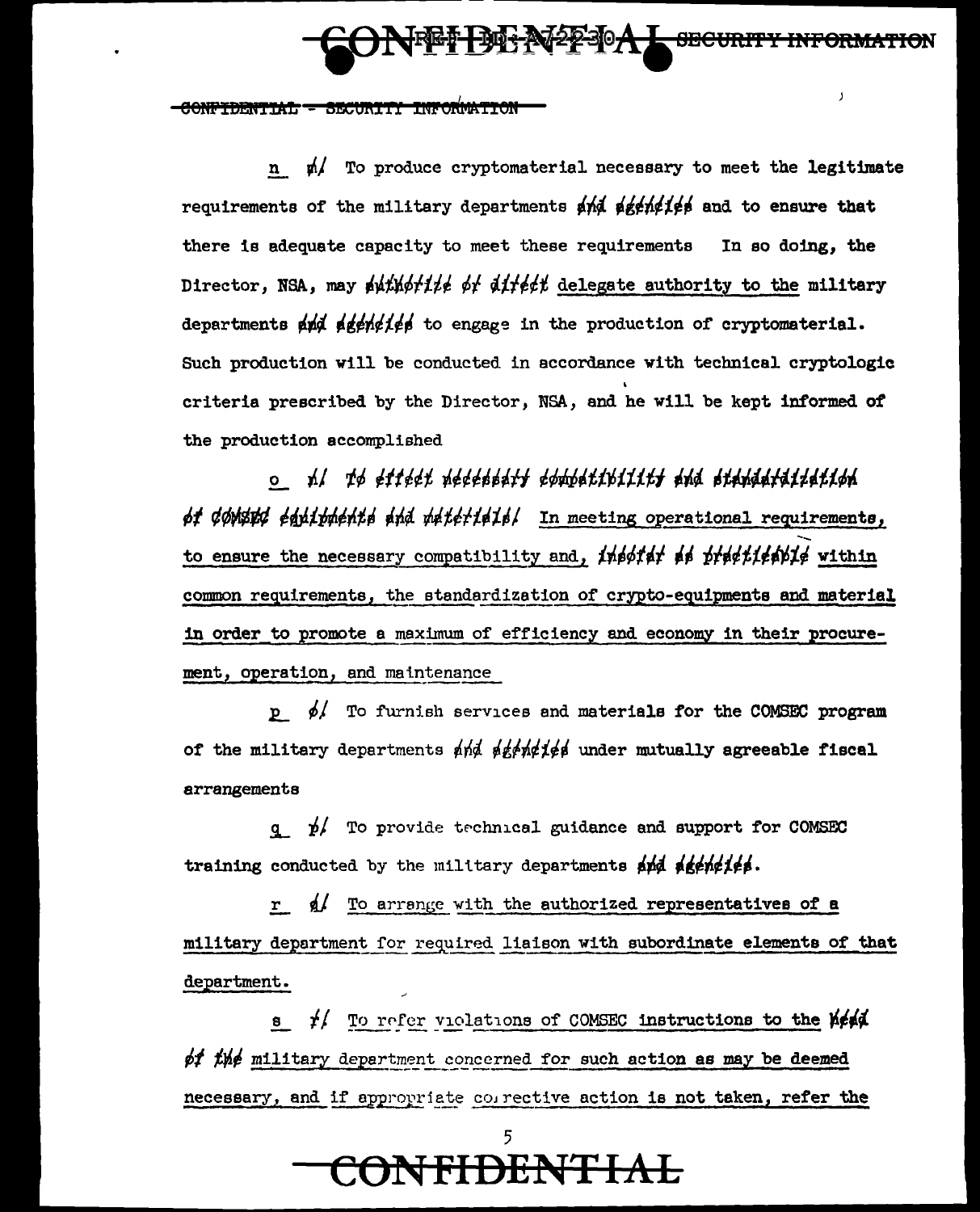CONFIDENTIAL - SECURITY INFORMATION

n ~~m~~ To produce cryptomaterial necessary to meet the legitimate requirements of the military departments ~~and agencies~~ and to ensure that there is adequate capacity to meet these requirements In so doing, the Director, NSA, may ~~authorize or direct~~ delegate authority to the military departments ~~and agencies~~ to engage in the production of cryptomaterial. Such production will be conducted in accordance with technical cryptologic criteria prescribed by the Director, NSA, and he will be kept informed of the production accomplished

o ~~n~~ ~~To effect necessary compatibility and standardization of COMSEC equipments and materials~~ In meeting operational requirements, to ensure the necessary compatibility and, ~~insofar as practicable~~ within common requirements, the standardization of crypto-equipments and material in order to promote a maximum of efficiency and economy in their procurement, operation, and maintenance

p ~~o~~ To furnish services and materials for the COMSEC program of the military departments ~~and agencies~~ under mutually agreeable fiscal arrangements

q ~~p~~ To provide technical guidance and support for COMSEC training conducted by the military departments ~~and agencies~~.

r ~~q~~ To arrange with the authorized representatives of a military department for required liaison with subordinate elements of that department.

s ~~r~~ To refer violations of COMSEC instructions to the ~~head of the~~ military department concerned for such action as may be deemed necessary, and if appropriate corrective action is not taken, refer the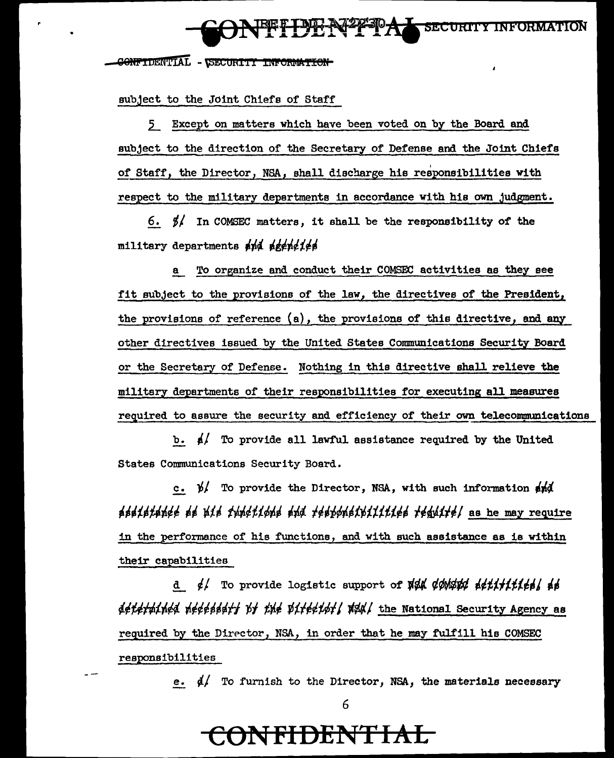CONFIDENTIAL - SECURITY INFORMATION

subject to the Joint Chiefs of Staff

5 Except on matters which have been voted on by the Board and subject to the direction of the Secretary of Defense and the Joint Chiefs of Staff, the Director, NSA, shall discharge his responsibilities with respect to the military departments in accordance with his own judgment.

6. ~~8/~~ In COMSEC matters, it shall be the responsibility of the military departments ~~and agencies~~

a To organize and conduct their COMSEC activities as they see fit subject to the provisions of the law, the directives of the President, the provisions of reference (a), the provisions of this directive, and any other directives issued by the United States Communications Security Board or the Secretary of Defense. Nothing in this directive shall relieve the military departments of their responsibilities for executing all measures required to assure the security and efficiency of their own telecommunications

b. ~~a/~~ To provide all lawful assistance required by the United States Communications Security Board.

c. ~~b/~~ To provide the Director, NSA, with such information ~~and assistance as his functions and responsibilities require/~~ as he may require in the performance of his functions, and with such assistance as is within their capabilities

d ~~c/~~ To provide logistic support of ~~NSA COMSEC activities, as determined necessary by the Director, NSA/~~ the National Security Agency as required by the Director, NSA, in order that he may fulfill his COMSEC responsibilities

e. ~~d/~~ To furnish to the Director, NSA, the materials necessary

CONFIDENTIAL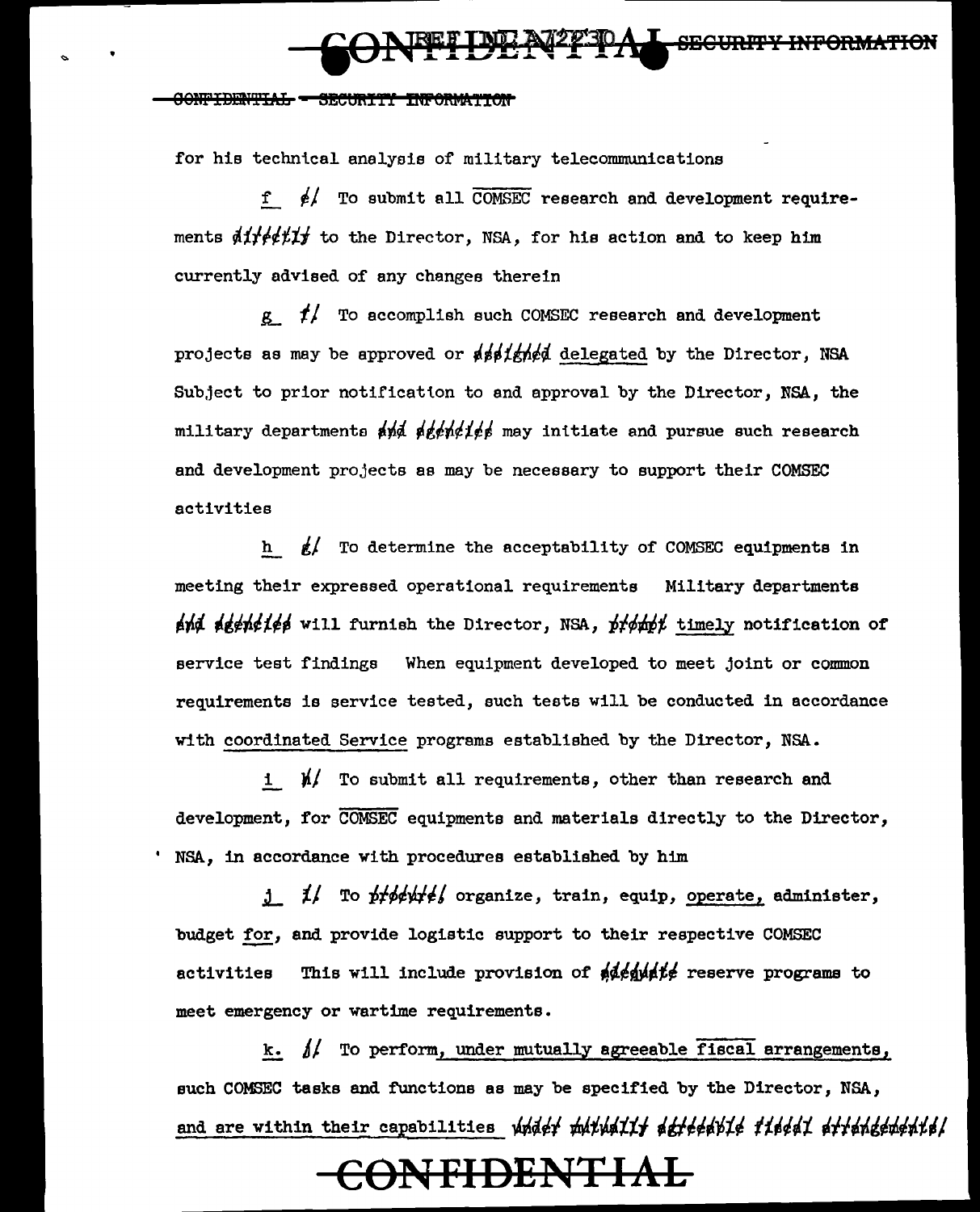for his technical analysis of military telecommunications

f ~~e/~~ To submit all COMSEC research and development requirements ~~directly~~ to the Director, NSA, for his action and to keep him currently advised of any changes therein

g ~~f/~~ To accomplish such COMSEC research and development projects as may be approved or ~~assigned~~ delegated by the Director, NSA Subject to prior notification to and approval by the Director, NSA, the military departments ~~and agencies~~ may initiate and pursue such research and development projects as may be necessary to support their COMSEC activities

h ~~g/~~ To determine the acceptability of COMSEC equipments in meeting their expressed operational requirements Military departments ~~and agencies~~ will furnish the Director, NSA, ~~prompt~~ timely notification of service test findings When equipment developed to meet joint or common requirements is service tested, such tests will be conducted in accordance with coordinated Service programs established by the Director, NSA.

i ~~h/~~ To submit all requirements, other than research and development, for COMSEC equipments and materials directly to the Director, NSA, in accordance with procedures established by him

j ~~i/~~ To ~~procure,~~ organize, train, equip, operate, administer, budget for, and provide logistic support to their respective COMSEC activities This will include provision of ~~adequate~~ reserve programs to meet emergency or wartime requirements.

k. ~~j/~~ To perform, under mutually agreeable fiscal arrangements, such COMSEC tasks and functions as may be specified by the Director, NSA, and are within their capabilities ~~under mutually agreeable fiscal arrangements/~~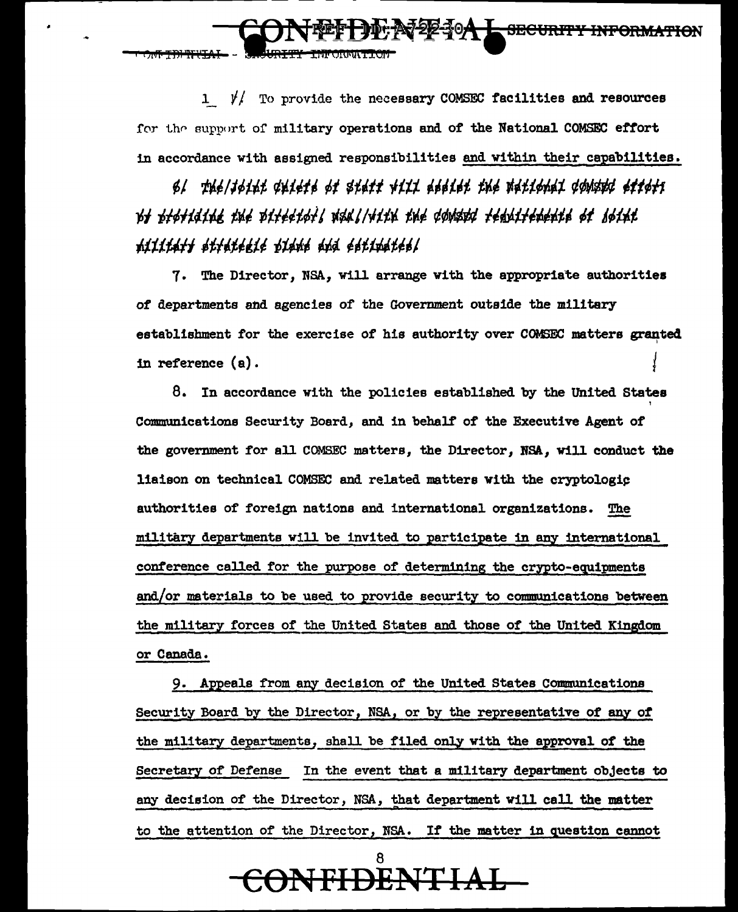1 ~~i/~~ To provide the necessary COMSEC facilities and resources for the support of military operations and of the National COMSEC effort in accordance with assigned responsibilities and within their capabilities.

~~6. The Joint Chiefs of Staff will assist the National COMSEC effort by providing the Director, NSA, with the COMSEC requirements of joint military strategic plans and estimates.~~

7. The Director, NSA, will arrange with the appropriate authorities of departments and agencies of the Government outside the military establishment for the exercise of his authority over COMSEC matters granted in reference (a).

8. In accordance with the policies established by the United States Communications Security Board, and in behalf of the Executive Agent of the government for all COMSEC matters, the Director, NSA, will conduct the liaison on technical COMSEC and related matters with the cryptologic authorities of foreign nations and international organizations. The military departments will be invited to participate in any international conference called for the purpose of determining the crypto-equipments and/or materials to be used to provide security to communications between the military forces of the United States and those of the United Kingdom or Canada.

9. Appeals from any decision of the United States Communications Security Board by the Director, NSA, or by the representative of any of the military departments, shall be filed only with the approval of the Secretary of Defense In the event that a military department objects to any decision of the Director, NSA, that department will call the matter to the attention of the Director, NSA. If the matter in question cannot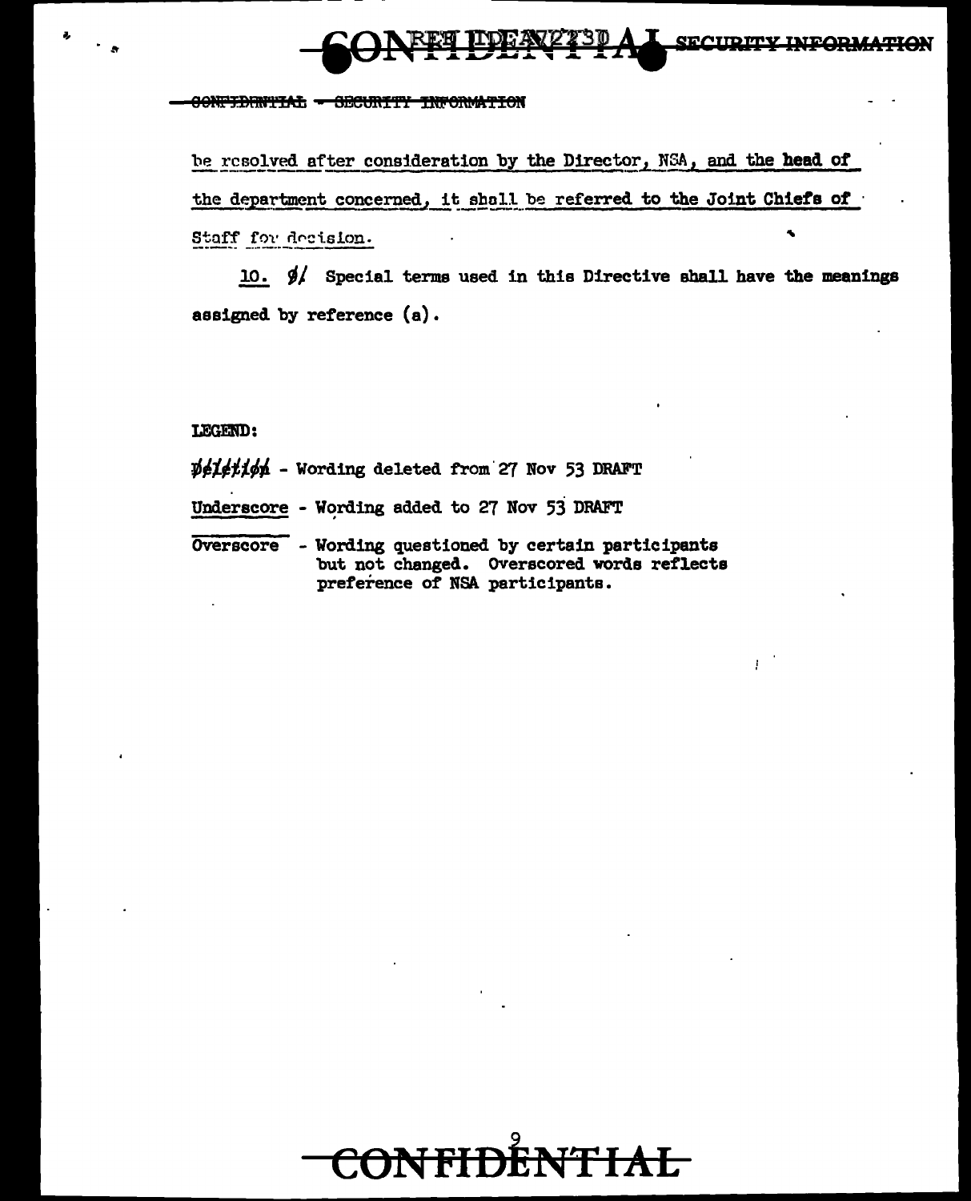~~CONFIDENTIAL - SECURITY INFORMATION~~

be resolved after consideration by the Director, NSA, and the head of the department concerned, it shall be referred to the Joint Chiefs of Staff for decision.

10. ~~9~~/ Special terms used in this Directive shall have the meanings assigned by reference (a).

LEGEND:

~~Deletion~~ - Wording deleted from 27 Nov 53 DRAFT

Underscore - Wording added to 27 Nov 53 DRAFT

Overscore - Wording questioned by certain participants but not changed. Overscored words reflects preference of NSA participants.

CONFIDENTIAL